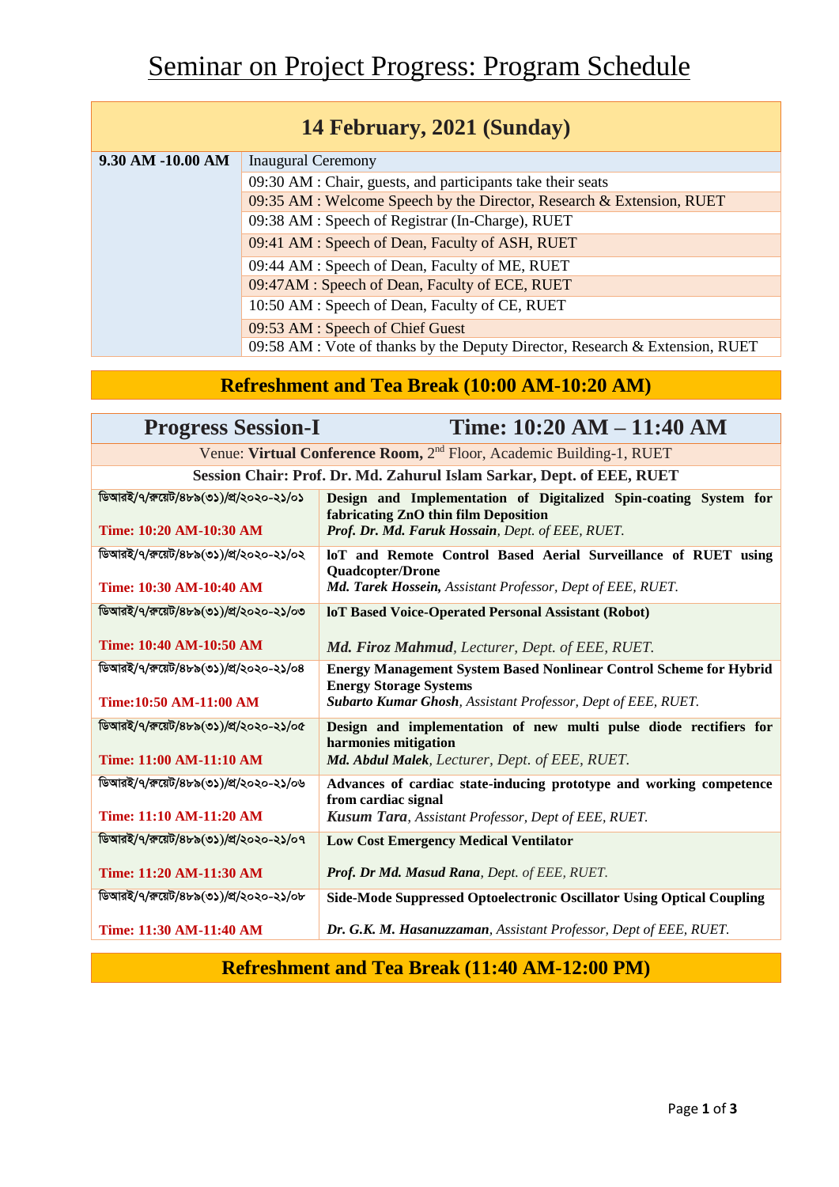# Seminar on Project Progress: Program Schedule

## 14 February, 2021 (Sunday)

| | |
|---|---|
| **9.30 AM -10.00 AM** | Inaugural Ceremony |
| | 09:30 AM : Chair, guests, and participants take their seats |
| | 09:35 AM : Welcome Speech by the Director, Research & Extension, RUET |
| | 09:38 AM : Speech of Registrar (In-Charge), RUET |
| | 09:41 AM : Speech of Dean, Faculty of ASH, RUET |
| | 09:44 AM : Speech of Dean, Faculty of ME, RUET |
| | 09:47AM : Speech of Dean, Faculty of ECE, RUET |
| | 10:50 AM : Speech of Dean, Faculty of CE, RUET |
| | 09:53 AM : Speech of Chief Guest |
| | 09:58 AM : Vote of thanks by the Deputy Director, Research & Extension, RUET |

## Refreshment and Tea Break (10:00 AM-10:20 AM)

## Progress Session-I Time: 10:20 AM – 11:40 AM

Venue: **Virtual Conference Room,** 2nd Floor, Academic Building-1, RUET

**Session Chair: Prof. Dr. Md. Zahurul Islam Sarkar, Dept. of EEE, RUET**

| | |
|---|---|
| ডিআরই/৭/রুয়েট/৪৮৯(৩১)/প্র/২০২০-২১/০১ **Time: 10:20 AM-10:30 AM** | **Design and Implementation of Digitalized Spin-coating System for fabricating ZnO thin film Deposition** *Prof. Dr. Md. Faruk Hossain, Dept. of EEE, RUET.* |
| ডিআরই/৭/রুয়েট/৪৮৯(৩১)/প্র/২০২০-২১/০২ **Time: 10:30 AM-10:40 AM** | **IoT and Remote Control Based Aerial Surveillance of RUET using Quadcopter/Drone** *Md. Tarek Hossein, Assistant Professor, Dept of EEE, RUET.* |
| ডিআরই/৭/রুয়েট/৪৮৯(৩১)/প্র/২০২০-২১/০৩ **Time: 10:40 AM-10:50 AM** | **IoT Based Voice-Operated Personal Assistant (Robot)** *Md. Firoz Mahmud, Lecturer, Dept. of EEE, RUET.* |
| ডিআরই/৭/রুয়েট/৪৮৯(৩১)/প্র/২০২০-২১/০৪ **Time:10:50 AM-11:00 AM** | **Energy Management System Based Nonlinear Control Scheme for Hybrid Energy Storage Systems** *Subarto Kumar Ghosh, Assistant Professor, Dept of EEE, RUET.* |
| ডিআরই/৭/রুয়েট/৪৮৯(৩১)/প্র/২০২০-২১/০৫ **Time: 11:00 AM-11:10 AM** | **Design and implementation of new multi pulse diode rectifiers for harmonies mitigation** *Md. Abdul Malek, Lecturer, Dept. of EEE, RUET.* |
| ডিআরই/৭/রুয়েট/৪৮৯(৩১)/প্র/২০২০-২১/০৬ **Time: 11:10 AM-11:20 AM** | **Advances of cardiac state-inducing prototype and working competence from cardiac signal** *Kusum Tara, Assistant Professor, Dept of EEE, RUET.* |
| ডিআরই/৭/রুয়েট/৪৮৯(৩১)/প্র/২০২০-২১/০৭ **Time: 11:20 AM-11:30 AM** | **Low Cost Emergency Medical Ventilator** *Prof. Dr Md. Masud Rana, Dept. of EEE, RUET.* |
| ডিআরই/৭/রুয়েট/৪৮৯(৩১)/প্র/২০২০-২১/০৮ **Time: 11:30 AM-11:40 AM** | **Side-Mode Suppressed Optoelectronic Oscillator Using Optical Coupling** *Dr. G.K. M. Hasanuzzaman, Assistant Professor, Dept of EEE, RUET.* |

## Refreshment and Tea Break (11:40 AM-12:00 PM)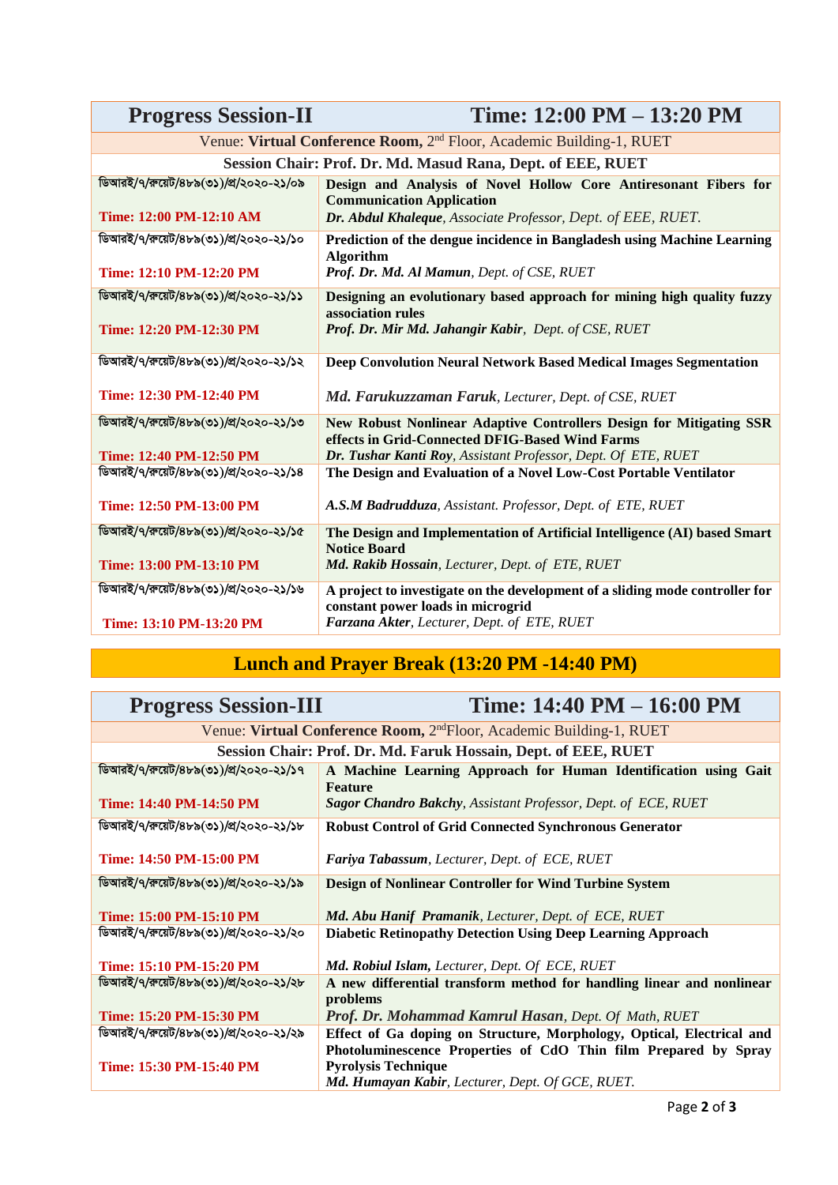## Progress Session-II — Time: 12:00 PM – 13:20 PM

Venue: **Virtual Conference Room,** 2nd Floor, Academic Building-1, RUET

**Session Chair: Prof. Dr. Md. Masud Rana, Dept. of EEE, RUET**

| Reference / Time | Title / Presenter |
|---|---|
| ডিআরই/৭/রুয়েট/৪৮৯(৩১)/প্র/২০২০-২১/০৯<br>**Time: 12:00 PM-12:10 AM** | **Design and Analysis of Novel Hollow Core Antiresonant Fibers for Communication Application**<br>***Dr. Abdul Khaleque****, Associate Professor, Dept. of EEE, RUET.* |
| ডিআরই/৭/রুয়েট/৪৮৯(৩১)/প্র/২০২০-২১/১০<br>**Time: 12:10 PM-12:20 PM** | **Prediction of the dengue incidence in Bangladesh using Machine Learning Algorithm**<br>***Prof. Dr. Md. Al Mamun****, Dept. of CSE, RUET* |
| ডিআরই/৭/রুয়েট/৪৮৯(৩১)/প্র/২০২০-২১/১১<br>**Time: 12:20 PM-12:30 PM** | **Designing an evolutionary based approach for mining high quality fuzzy association rules**<br>***Prof. Dr. Mir Md. Jahangir Kabir****, Dept. of CSE, RUET* |
| ডিআরই/৭/রুয়েট/৪৮৯(৩১)/প্র/২০২০-২১/১২<br>**Time: 12:30 PM-12:40 PM** | **Deep Convolution Neural Network Based Medical Images Segmentation**<br>***Md. Farukuzzaman Faruk****, Lecturer, Dept. of CSE, RUET* |
| ডিআরই/৭/রুয়েট/৪৮৯(৩১)/প্র/২০২০-২১/১৩<br>**Time: 12:40 PM-12:50 PM** | **New Robust Nonlinear Adaptive Controllers Design for Mitigating SSR effects in Grid-Connected DFIG-Based Wind Farms**<br>***Dr. Tushar Kanti Roy****, Assistant Professor, Dept. Of ETE, RUET* |
| ডিআরই/৭/রুয়েট/৪৮৯(৩১)/প্র/২০২০-২১/১৪<br>**Time: 12:50 PM-13:00 PM** | **The Design and Evaluation of a Novel Low-Cost Portable Ventilator**<br>***A.S.M Badrudduza****, Assistant. Professor, Dept. of ETE, RUET* |
| ডিআরই/৭/রুয়েট/৪৮৯(৩১)/প্র/২০২০-২১/১৫<br>**Time: 13:00 PM-13:10 PM** | **The Design and Implementation of Artificial Intelligence (AI) based Smart Notice Board**<br>***Md. Rakib Hossain****, Lecturer, Dept. of ETE, RUET* |
| ডিআরই/৭/রুয়েট/৪৮৯(৩১)/প্র/২০২০-২১/১৬<br>**Time: 13:10 PM-13:20 PM** | **A project to investigate on the development of a sliding mode controller for constant power loads in microgrid**<br>***Farzana Akter****, Lecturer, Dept. of ETE, RUET* |

## Lunch and Prayer Break (13:20 PM -14:40 PM)

## Progress Session-III — Time: 14:40 PM – 16:00 PM

Venue: **Virtual Conference Room,** 2ndFloor, Academic Building-1, RUET

**Session Chair: Prof. Dr. Md. Faruk Hossain, Dept. of EEE, RUET**

| Reference / Time | Title / Presenter |
|---|---|
| ডিআরই/৭/রুয়েট/৪৮৯(৩১)/প্র/২০২০-২১/১৭<br>**Time: 14:40 PM-14:50 PM** | **A Machine Learning Approach for Human Identification using Gait Feature**<br>***Sagor Chandro Bakchy****, Assistant Professor, Dept. of ECE, RUET* |
| ডিআরই/৭/রুয়েট/৪৮৯(৩১)/প্র/২০২০-২১/১৮<br>**Time: 14:50 PM-15:00 PM** | **Robust Control of Grid Connected Synchronous Generator**<br>***Fariya Tabassum****, Lecturer, Dept. of ECE, RUET* |
| ডিআরই/৭/রুয়েট/৪৮৯(৩১)/প্র/২০২০-২১/১৯<br>**Time: 15:00 PM-15:10 PM** | **Design of Nonlinear Controller for Wind Turbine System**<br>***Md. Abu Hanif Pramanik****, Lecturer, Dept. of ECE, RUET* |
| ডিআরই/৭/রুয়েট/৪৮৯(৩১)/প্র/২০২০-২১/২০<br>**Time: 15:10 PM-15:20 PM** | **Diabetic Retinopathy Detection Using Deep Learning Approach**<br>***Md. Robiul Islam,*** *Lecturer, Dept. Of ECE, RUET* |
| ডিআরই/৭/রুয়েট/৪৮৯(৩১)/প্র/২০২০-২১/২৮<br>**Time: 15:20 PM-15:30 PM** | **A new differential transform method for handling linear and nonlinear problems**<br>***Prof. Dr. Mohammad Kamrul Hasan****, Dept. Of Math, RUET* |
| ডিআরই/৭/রুয়েট/৪৮৯(৩১)/প্র/২০২০-২১/২৯<br>**Time: 15:30 PM-15:40 PM** | **Effect of Ga doping on Structure, Morphology, Optical, Electrical and Photoluminescence Properties of CdO Thin film Prepared by Spray Pyrolysis Technique**<br>***Md. Humayan Kabir****, Lecturer, Dept. Of GCE, RUET.* |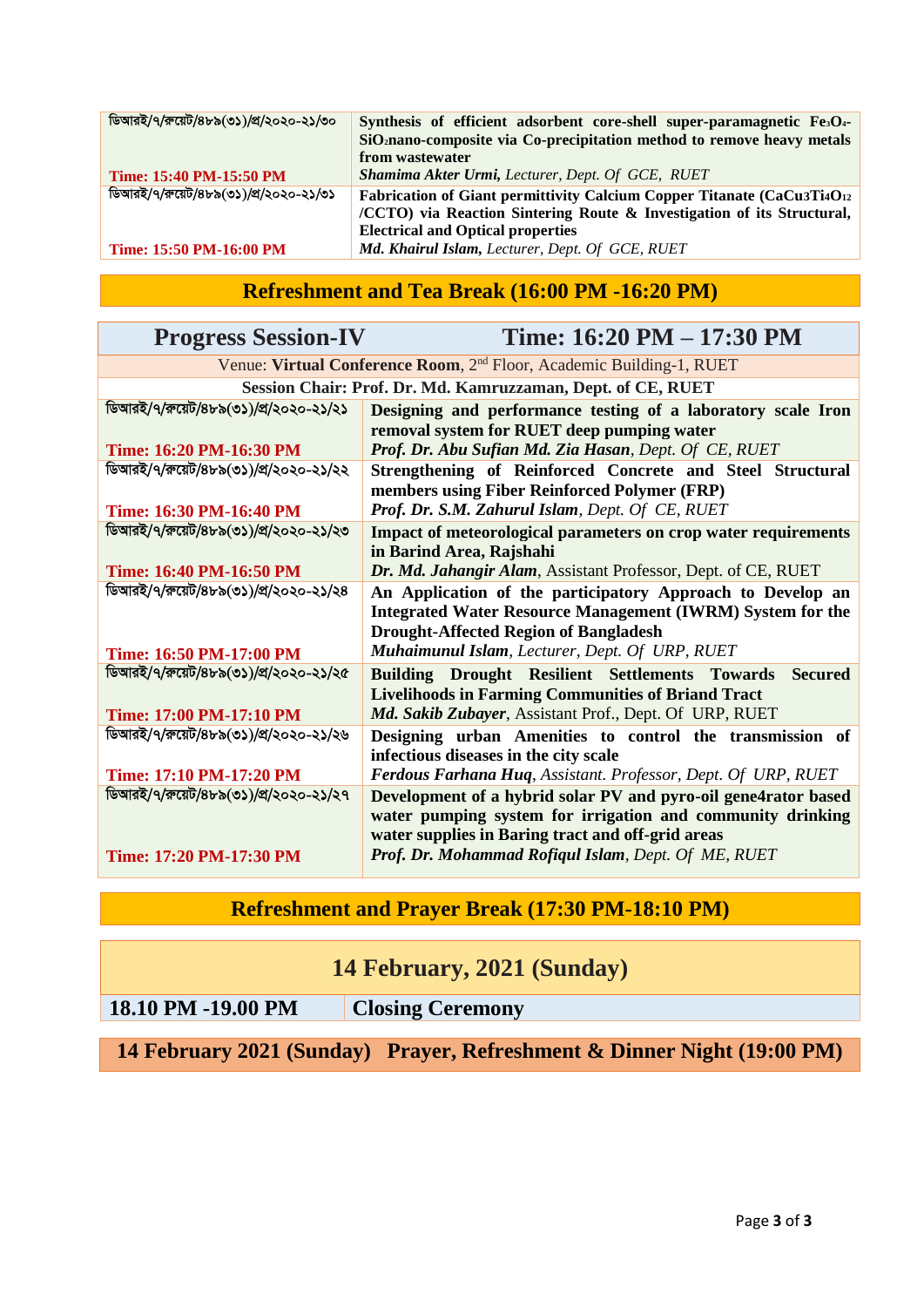| | |
|---|---|
| ডিআরই/৭/রুয়েট/৪৮৯(৩১)/প্র/২০২০-২১/৩০<br>**Time: 15:40 PM-15:50 PM** | **Synthesis of efficient adsorbent core-shell super-paramagnetic $Fe_3O_4$-$SiO_2$nano-composite via Co-precipitation method to remove heavy metals from wastewater**<br>***Shamima Akter Urmi,*** *Lecturer, Dept. Of GCE, RUET* |
| ডিআরই/৭/রুয়েট/৪৮৯(৩১)/প্র/২০২০-২১/৩১<br>**Time: 15:50 PM-16:00 PM** | **Fabrication of Giant permittivity Calcium Copper Titanate ($CaCu_3Ti_4O_{12}$ /CCTO) via Reaction Sintering Route & Investigation of its Structural, Electrical and Optical properties**<br>***Md. Khairul Islam,*** *Lecturer, Dept. Of GCE, RUET* |

## Refreshment and Tea Break (16:00 PM -16:20 PM)

## Progress Session-IV    Time: 16:20 PM – 17:30 PM

Venue: **Virtual Conference Room**, 2nd Floor, Academic Building-1, RUET

**Session Chair: Prof. Dr. Md. Kamruzzaman, Dept. of CE, RUET**

| | |
|---|---|
| ডিআরই/৭/রুয়েট/৪৮৯(৩১)/প্র/২০২০-২১/২১<br>**Time: 16:20 PM-16:30 PM** | **Designing and performance testing of a laboratory scale Iron removal system for RUET deep pumping water**<br>***Prof. Dr. Abu Sufian Md. Zia Hasan****, Dept. Of CE, RUET* |
| ডিআরই/৭/রুয়েট/৪৮৯(৩১)/প্র/২০২০-২১/২২<br>**Time: 16:30 PM-16:40 PM** | **Strengthening of Reinforced Concrete and Steel Structural members using Fiber Reinforced Polymer (FRP)**<br>***Prof. Dr. S.M. Zahurul Islam****, Dept. Of CE, RUET* |
| ডিআরই/৭/রুয়েট/৪৮৯(৩১)/প্র/২০২০-২১/২৩<br>**Time: 16:40 PM-16:50 PM** | **Impact of meteorological parameters on crop water requirements in Barind Area, Rajshahi**<br>***Dr. Md. Jahangir Alam***, Assistant Professor, Dept. of CE, RUET |
| ডিআরই/৭/রুয়েট/৪৮৯(৩১)/প্র/২০২০-২১/২৪<br>**Time: 16:50 PM-17:00 PM** | **An Application of the participatory Approach to Develop an Integrated Water Resource Management (IWRM) System for the Drought-Affected Region of Bangladesh**<br>***Muhaimunul Islam****, Lecturer, Dept. Of URP, RUET* |
| ডিআরই/৭/রুয়েট/৪৮৯(৩১)/প্র/২০২০-২১/২৫<br>**Time: 17:00 PM-17:10 PM** | **Building Drought Resilient Settlements Towards Secured Livelihoods in Farming Communities of Briand Tract**<br>***Md. Sakib Zubayer***, Assistant Prof., Dept. Of URP, RUET |
| ডিআরই/৭/রুয়েট/৪৮৯(৩১)/প্র/২০২০-২১/২৬<br>**Time: 17:10 PM-17:20 PM** | **Designing urban Amenities to control the transmission of infectious diseases in the city scale**<br>***Ferdous Farhana Huq****, Assistant. Professor, Dept. Of URP, RUET* |
| ডিআরই/৭/রুয়েট/৪৮৯(৩১)/প্র/২০২০-২১/২৭<br>**Time: 17:20 PM-17:30 PM** | **Development of a hybrid solar PV and pyro-oil gene4rator based water pumping system for irrigation and community drinking water supplies in Baring tract and off-grid areas**<br>***Prof. Dr. Mohammad Rofiqul Islam****, Dept. Of ME, RUET* |

## Refreshment and Prayer Break (17:30 PM-18:10 PM)

## 14 February, 2021 (Sunday)

| | |
|---|---|
| **18.10 PM -19.00 PM** | **Closing Ceremony** |

## 14 February 2021 (Sunday) Prayer, Refreshment & Dinner Night (19:00 PM)